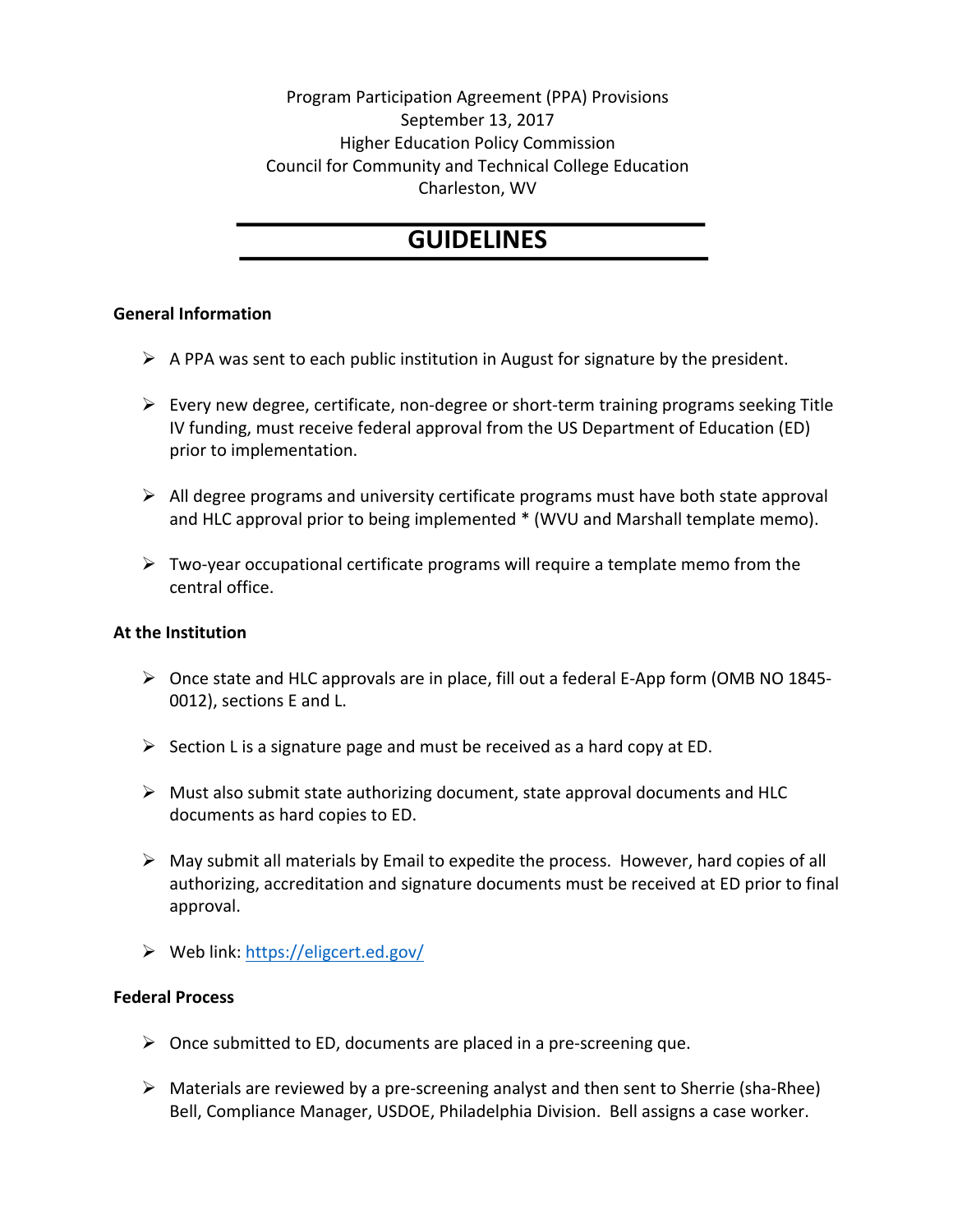Program Participation Agreement (PPA) Provisions
September 13, 2017
Higher Education Policy Commission
Council for Community and Technical College Education
Charleston, WV

# GUIDELINES

**General Information**

- A PPA was sent to each public institution in August for signature by the president.
- Every new degree, certificate, non-degree or short-term training programs seeking Title IV funding, must receive federal approval from the US Department of Education (ED) prior to implementation.
- All degree programs and university certificate programs must have both state approval and HLC approval prior to being implemented * (WVU and Marshall template memo).
- Two-year occupational certificate programs will require a template memo from the central office.

**At the Institution**

- Once state and HLC approvals are in place, fill out a federal E-App form (OMB NO 1845-0012), sections E and L.
- Section L is a signature page and must be received as a hard copy at ED.
- Must also submit state authorizing document, state approval documents and HLC documents as hard copies to ED.
- May submit all materials by Email to expedite the process. However, hard copies of all authorizing, accreditation and signature documents must be received at ED prior to final approval.
- Web link: [https://eligcert.ed.gov/](https://eligcert.ed.gov/)

**Federal Process**

- Once submitted to ED, documents are placed in a pre-screening que.
- Materials are reviewed by a pre-screening analyst and then sent to Sherrie (sha-Rhee) Bell, Compliance Manager, USDOE, Philadelphia Division. Bell assigns a case worker.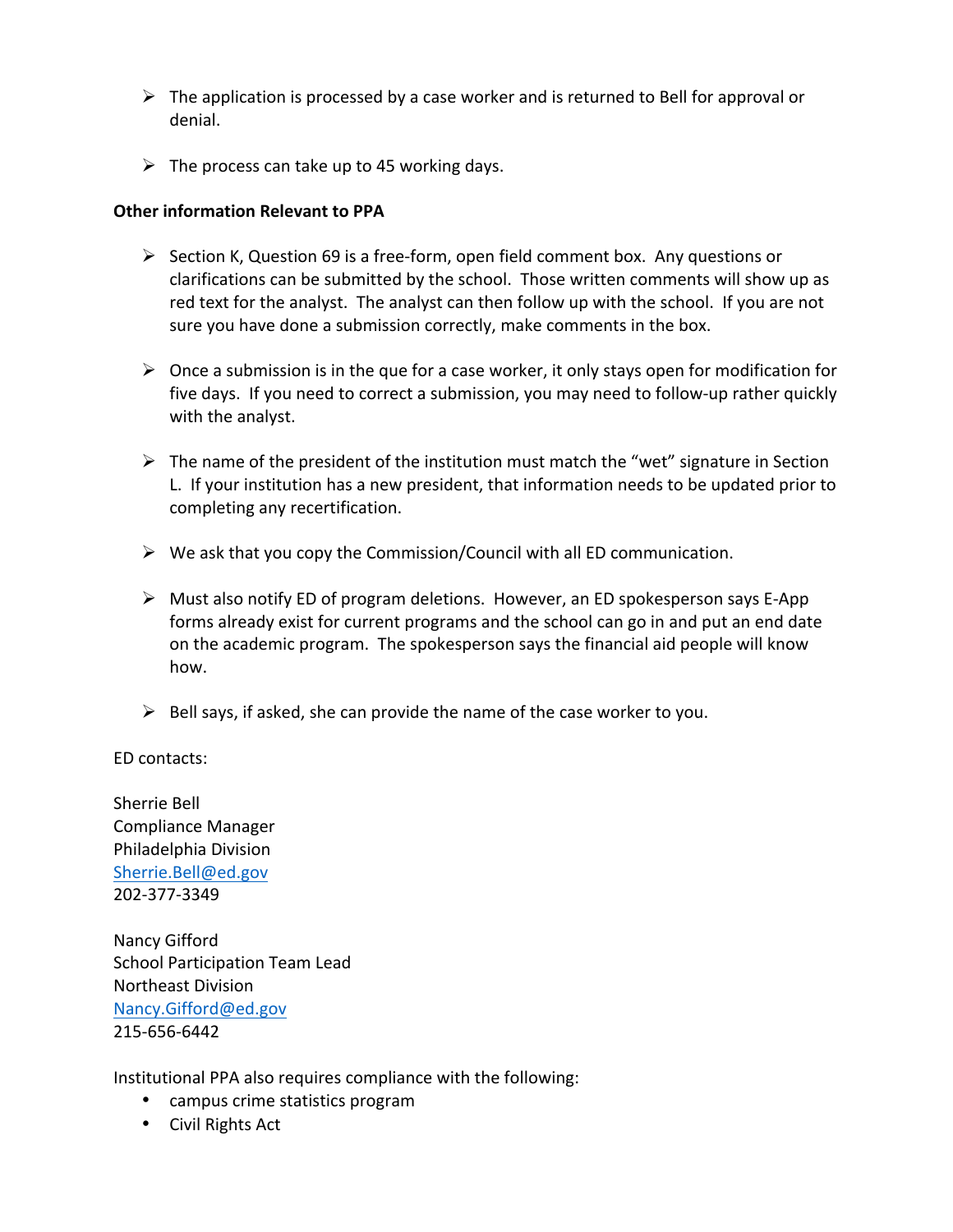- The application is processed by a case worker and is returned to Bell for approval or denial.

- The process can take up to 45 working days.

**Other information Relevant to PPA**

- Section K, Question 69 is a free-form, open field comment box. Any questions or clarifications can be submitted by the school. Those written comments will show up as red text for the analyst. The analyst can then follow up with the school. If you are not sure you have done a submission correctly, make comments in the box.

- Once a submission is in the que for a case worker, it only stays open for modification for five days. If you need to correct a submission, you may need to follow-up rather quickly with the analyst.

- The name of the president of the institution must match the "wet" signature in Section L. If your institution has a new president, that information needs to be updated prior to completing any recertification.

- We ask that you copy the Commission/Council with all ED communication.

- Must also notify ED of program deletions. However, an ED spokesperson says E-App forms already exist for current programs and the school can go in and put an end date on the academic program. The spokesperson says the financial aid people will know how.

- Bell says, if asked, she can provide the name of the case worker to you.

ED contacts:

Sherrie Bell
Compliance Manager
Philadelphia Division
Sherrie.Bell@ed.gov
202-377-3349

Nancy Gifford
School Participation Team Lead
Northeast Division
Nancy.Gifford@ed.gov
215-656-6442

Institutional PPA also requires compliance with the following:

- campus crime statistics program
- Civil Rights Act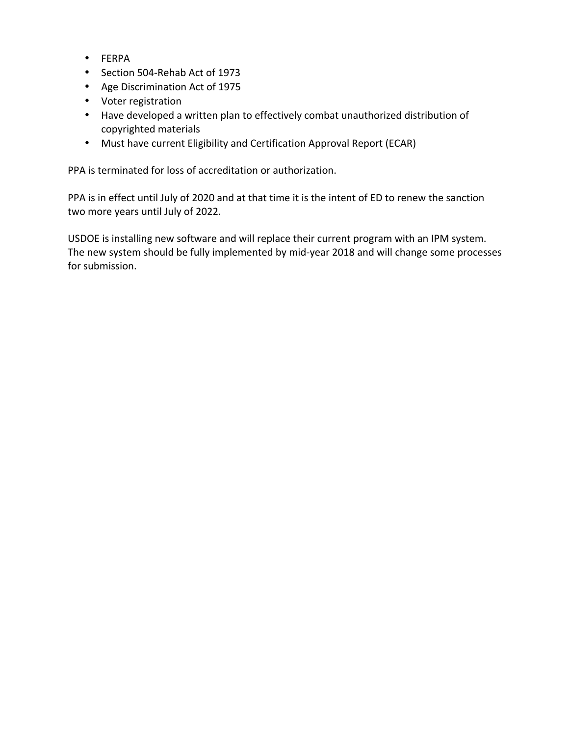- FERPA
- Section 504-Rehab Act of 1973
- Age Discrimination Act of 1975
- Voter registration
- Have developed a written plan to effectively combat unauthorized distribution of copyrighted materials
- Must have current Eligibility and Certification Approval Report (ECAR)

PPA is terminated for loss of accreditation or authorization.

PPA is in effect until July of 2020 and at that time it is the intent of ED to renew the sanction two more years until July of 2022.

USDOE is installing new software and will replace their current program with an IPM system. The new system should be fully implemented by mid-year 2018 and will change some processes for submission.